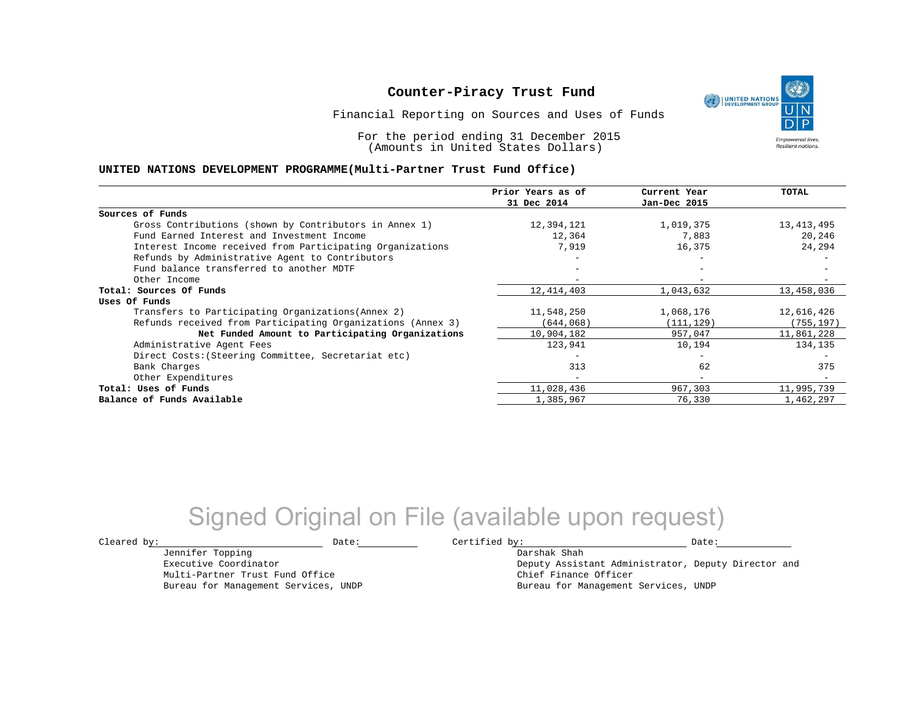# Counter-Piracy Trust Fund

Financial Reporting on Sources and Uses of Funds

For the period ending 31 December 2015
(Amounts in United States Dollars)

**UNITED NATIONS DEVELOPMENT PROGRAMME(Multi-Partner Trust Fund Office)**

| | Prior Years as of 31 Dec 2014 | Current Year Jan-Dec 2015 | TOTAL |
|---|---|---|---|
| **Sources of Funds** | | | |
| Gross Contributions (shown by Contributors in Annex 1) | 12,394,121 | 1,019,375 | 13,413,495 |
| Fund Earned Interest and Investment Income | 12,364 | 7,883 | 20,246 |
| Interest Income received from Participating Organizations | 7,919 | 16,375 | 24,294 |
| Refunds by Administrative Agent to Contributors | - | - | - |
| Fund balance transferred to another MDTF | - | - | - |
| Other Income | - | - | - |
| **Total: Sources Of Funds** | 12,414,403 | 1,043,632 | 13,458,036 |
| **Uses Of Funds** | | | |
| Transfers to Participating Organizations(Annex 2) | 11,548,250 | 1,068,176 | 12,616,426 |
| Refunds received from Participating Organizations (Annex 3) | (644,068) | (111,129) | (755,197) |
| **Net Funded Amount to Participating Organizations** | 10,904,182 | 957,047 | 11,861,228 |
| Administrative Agent Fees | 123,941 | 10,194 | 134,135 |
| Direct Costs:(Steering Committee, Secretariat etc) | - | - | - |
| Bank Charges | 313 | 62 | 375 |
| Other Expenditures | - | - | - |
| **Total: Uses of Funds** | 11,028,436 | 967,303 | 11,995,739 |
| **Balance of Funds Available** | 1,385,967 | 76,330 | 1,462,297 |

Signed Original on File (available upon request)

Cleared by: \_\_\_\_\_\_\_\_\_\_\_\_\_\_\_\_\_\_\_\_ Date: \_\_\_\_\_\_\_\_\_\_
Jennifer Topping
Executive Coordinator
Multi-Partner Trust Fund Office
Bureau for Management Services, UNDP

Certified by: \_\_\_\_\_\_\_\_\_\_\_\_\_\_\_\_\_\_\_\_ Date: \_\_\_\_\_\_\_\_\_\_
Darshak Shah
Deputy Assistant Administrator, Deputy Director and
Chief Finance Officer
Bureau for Management Services, UNDP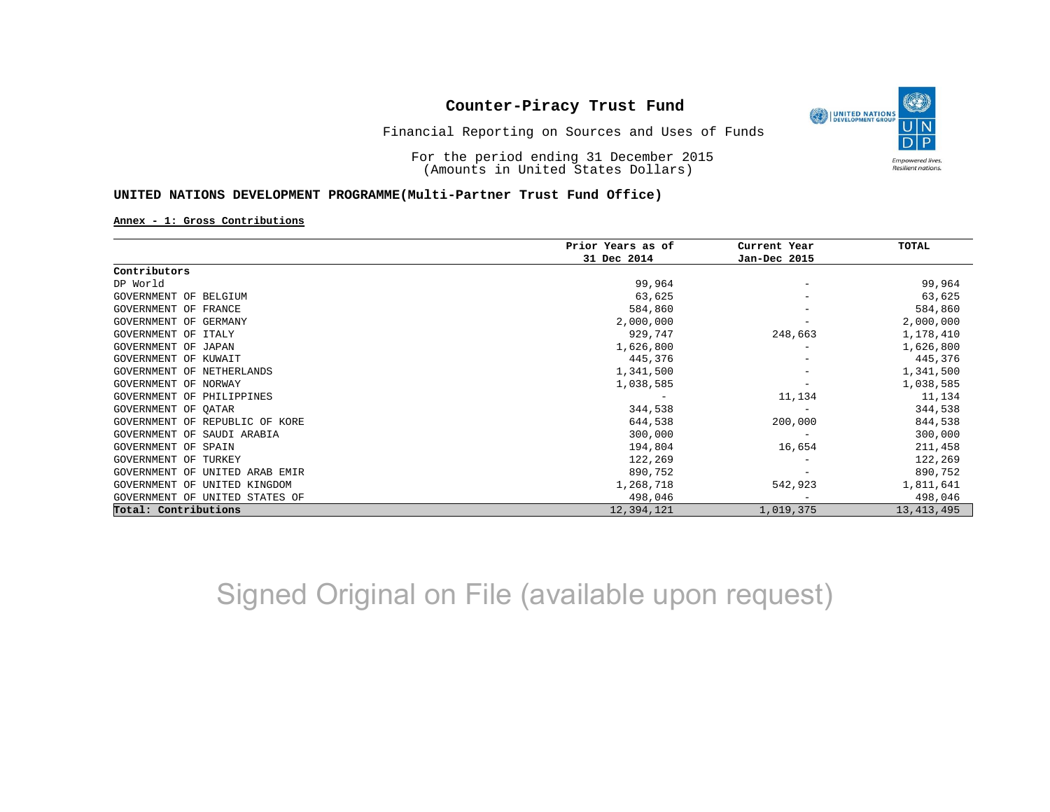# Counter-Piracy Trust Fund

Financial Reporting on Sources and Uses of Funds

For the period ending 31 December 2015
(Amounts in United States Dollars)

**UNITED NATIONS DEVELOPMENT PROGRAMME(Multi-Partner Trust Fund Office)**

**Annex - 1: Gross Contributions**

| Contributors | Prior Years as of 31 Dec 2014 | Current Year Jan-Dec 2015 | TOTAL |
|---|---|---|---|
| DP World | 99,964 | - | 99,964 |
| GOVERNMENT OF BELGIUM | 63,625 | - | 63,625 |
| GOVERNMENT OF FRANCE | 584,860 | - | 584,860 |
| GOVERNMENT OF GERMANY | 2,000,000 | - | 2,000,000 |
| GOVERNMENT OF ITALY | 929,747 | 248,663 | 1,178,410 |
| GOVERNMENT OF JAPAN | 1,626,800 | - | 1,626,800 |
| GOVERNMENT OF KUWAIT | 445,376 | - | 445,376 |
| GOVERNMENT OF NETHERLANDS | 1,341,500 | - | 1,341,500 |
| GOVERNMENT OF NORWAY | 1,038,585 | - | 1,038,585 |
| GOVERNMENT OF PHILIPPINES | - | 11,134 | 11,134 |
| GOVERNMENT OF QATAR | 344,538 | - | 344,538 |
| GOVERNMENT OF REPUBLIC OF KORE | 644,538 | 200,000 | 844,538 |
| GOVERNMENT OF SAUDI ARABIA | 300,000 | - | 300,000 |
| GOVERNMENT OF SPAIN | 194,804 | 16,654 | 211,458 |
| GOVERNMENT OF TURKEY | 122,269 | - | 122,269 |
| GOVERNMENT OF UNITED ARAB EMIR | 890,752 | - | 890,752 |
| GOVERNMENT OF UNITED KINGDOM | 1,268,718 | 542,923 | 1,811,641 |
| GOVERNMENT OF UNITED STATES OF | 498,046 | - | 498,046 |
| **Total: Contributions** | 12,394,121 | 1,019,375 | 13,413,495 |

Signed Original on File (available upon request)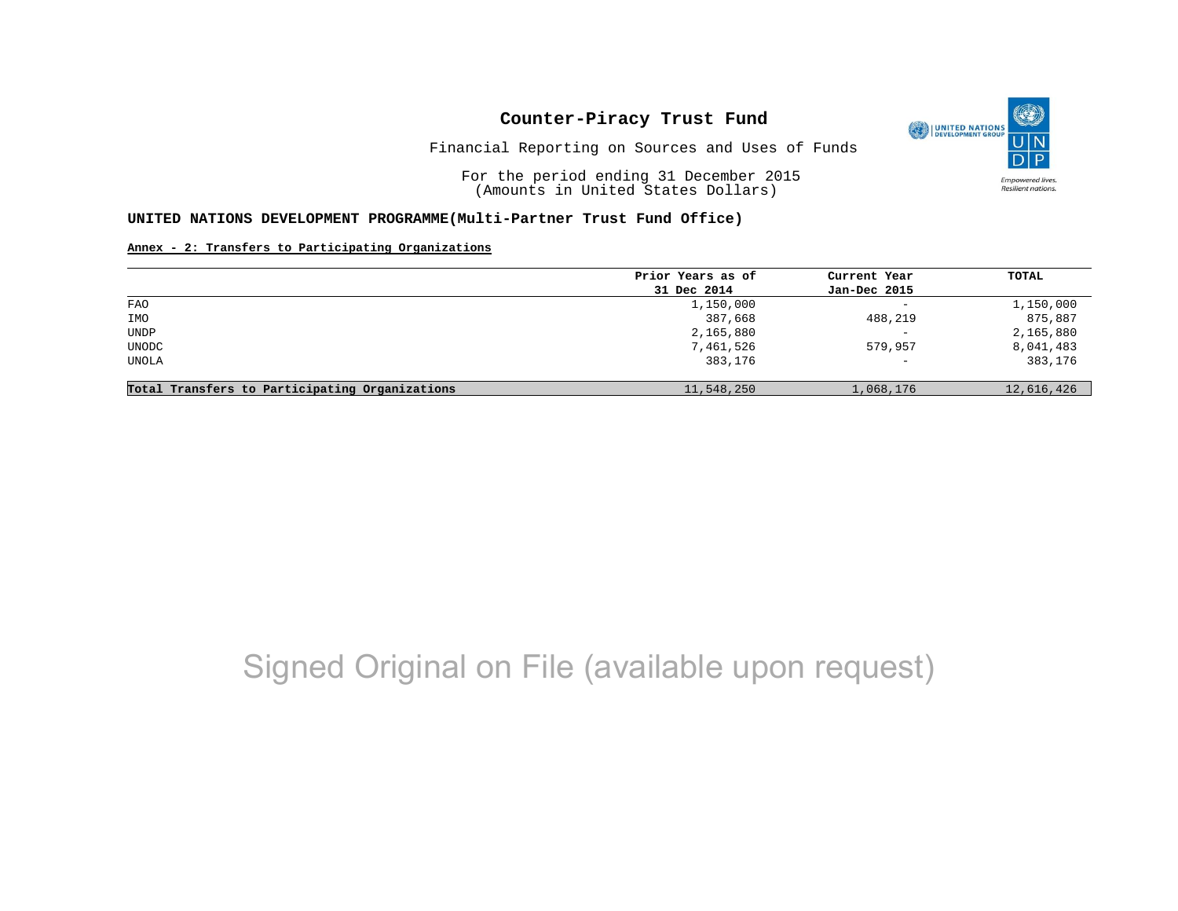# Counter-Piracy Trust Fund

Financial Reporting on Sources and Uses of Funds

For the period ending 31 December 2015
(Amounts in United States Dollars)

**UNITED NATIONS DEVELOPMENT PROGRAMME(Multi-Partner Trust Fund Office)**

**Annex - 2: Transfers to Participating Organizations**

| | Prior Years as of 31 Dec 2014 | Current Year Jan-Dec 2015 | TOTAL |
|---|---|---|---|
| FAO | 1,150,000 | - | 1,150,000 |
| IMO | 387,668 | 488,219 | 875,887 |
| UNDP | 2,165,880 | - | 2,165,880 |
| UNODC | 7,461,526 | 579,957 | 8,041,483 |
| UNOLA | 383,176 | - | 383,176 |
| **Total Transfers to Participating Organizations** | 11,548,250 | 1,068,176 | 12,616,426 |

Signed Original on File (available upon request)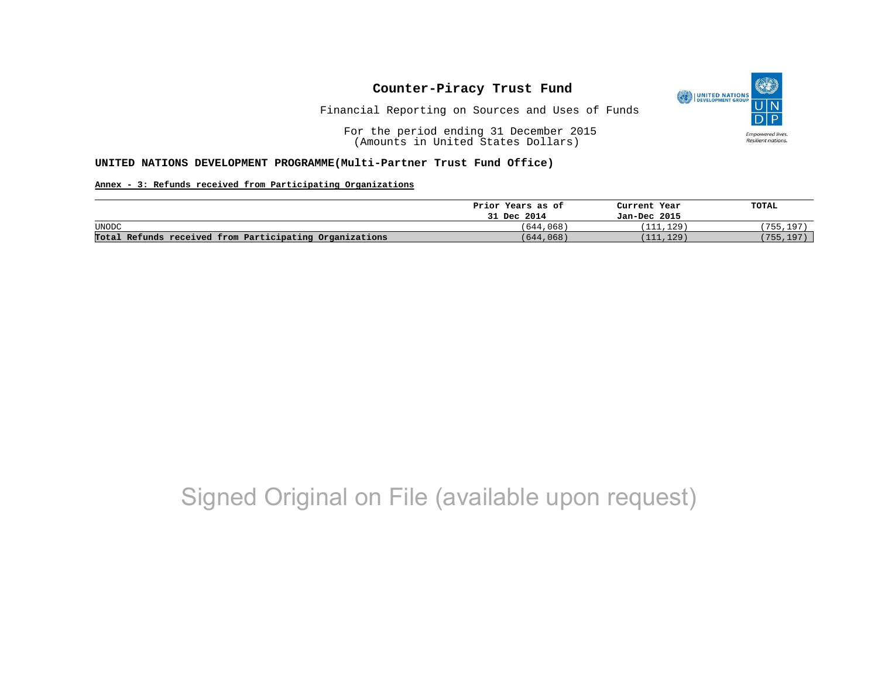# Counter-Piracy Trust Fund

Financial Reporting on Sources and Uses of Funds

For the period ending 31 December 2015
(Amounts in United States Dollars)

**UNITED NATIONS DEVELOPMENT PROGRAMME(Multi-Partner Trust Fund Office)**

**Annex - 3: Refunds received from Participating Organizations**

| | Prior Years as of 31 Dec 2014 | Current Year Jan-Dec 2015 | TOTAL |
|---|---|---|---|
| UNODC | (644,068) | (111,129) | (755,197) |
| **Total Refunds received from Participating Organizations** | (644,068) | (111,129) | (755,197) |

Signed Original on File (available upon request)